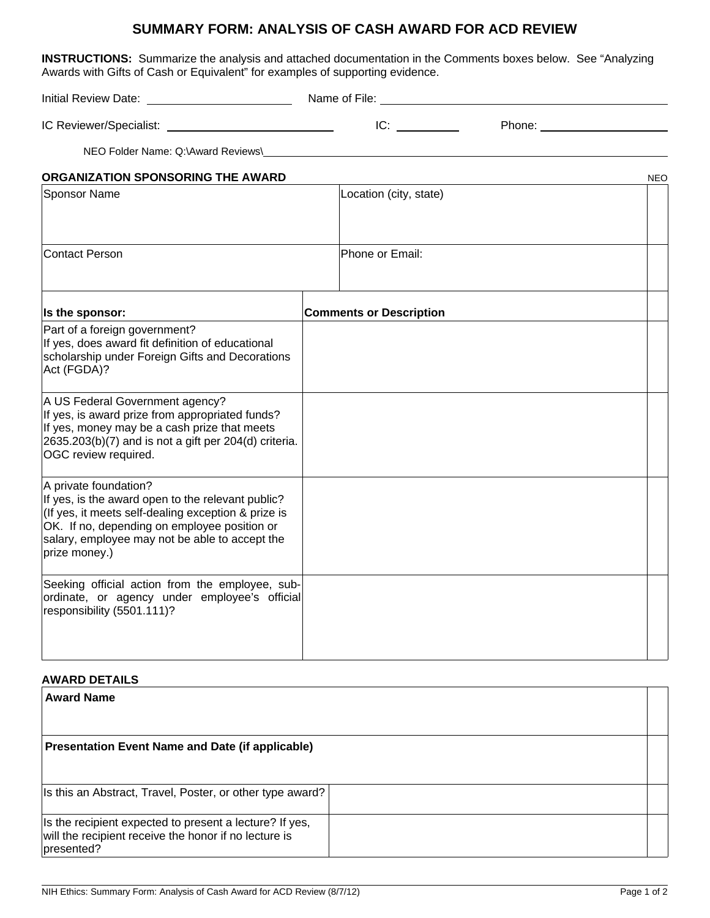# SUMMARY FORM: ANALYSIS OF CASH AWARD FOR ACD REVIEW

**INSTRUCTIONS:** Summarize the analysis and attached documentation in the Comments boxes below. See "Analyzing Awards with Gifts of Cash or Equivalent" for examples of supporting evidence.

Initial Review Date: ____________________ Name of File: ________________________________________

IC Reviewer/Specialist: ______________________ IC: ________ Phone: ____________________

NEO Folder Name: Q:\Award Reviews\________________________________________

## ORGANIZATION SPONSORING THE AWARD

| Sponsor Name | Location (city, state) | NEO |
|---|---|---|
| | | |
| **Contact Person** | **Phone or Email:** | |
| | | |

| Is the sponsor: | Comments or Description | |
|---|---|---|
| Part of a foreign government?<br>If yes, does award fit definition of educational scholarship under Foreign Gifts and Decorations Act (FGDA)? | | |
| A US Federal Government agency?<br>If yes, is award prize from appropriated funds?<br>If yes, money may be a cash prize that meets 2635.203(b)(7) and is not a gift per 204(d) criteria. OGC review required. | | |
| A private foundation?<br>If yes, is the award open to the relevant public? (If yes, it meets self-dealing exception & prize is OK. If no, depending on employee position or salary, employee may not be able to accept the prize money.) | | |
| Seeking official action from the employee, sub-ordinate, or agency under employee's official responsibility (5501.111)? | | |

## AWARD DETAILS

| Award Name | | |
|---|---|---|
| | | |
| **Presentation Event Name and Date (if applicable)** | | |
| | | |
| Is this an Abstract, Travel, Poster, or other type award? | | |
| Is the recipient expected to present a lecture? If yes, will the recipient receive the honor if no lecture is presented? | | |

NIH Ethics: Summary Form: Analysis of Cash Award for ACD Review (8/7/12)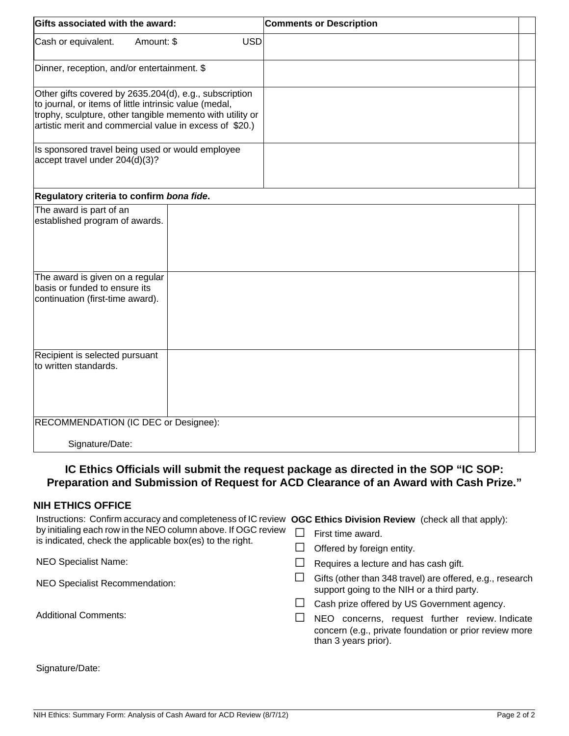| **Gifts associated with the award:** | **Comments or Description** | |
|---|---|---|
| Cash or equivalent. Amount: $ USD | | |
| Dinner, reception, and/or entertainment. $ | | |
| Other gifts covered by 2635.204(d), e.g., subscription to journal, or items of little intrinsic value (medal, trophy, sculpture, other tangible memento with utility or artistic merit and commercial value in excess of $20.) | | |
| Is sponsored travel being used or would employee accept travel under 204(d)(3)? | | |

| **Regulatory criteria to confirm *bona fide*.** | | |
|---|---|---|
| The award is part of an established program of awards. | | |
| The award is given on a regular basis or funded to ensure its continuation (first-time award). | | |
| Recipient is selected pursuant to written standards. | | |
| RECOMMENDATION (IC DEC or Designee): Signature/Date: | | |

**IC Ethics Officials will submit the request package as directed in the SOP "IC SOP: Preparation and Submission of Request for ACD Clearance of an Award with Cash Prize."**

## NIH ETHICS OFFICE

Instructions: Confirm accuracy and completeness of IC review by initialing each row in the NEO column above. If OGC review is indicated, check the applicable box(es) to the right.

NEO Specialist Name:

NEO Specialist Recommendation:

Additional Comments:

Signature/Date:

**OGC Ethics Division Review** (check all that apply):

- ☐ First time award.
- ☐ Offered by foreign entity.
- ☐ Requires a lecture and has cash gift.
- ☐ Gifts (other than 348 travel) are offered, e.g., research support going to the NIH or a third party.
- ☐ Cash prize offered by US Government agency.
- ☐ NEO concerns, request further review. Indicate concern (e.g., private foundation or prior review more than 3 years prior).

NIH Ethics: Summary Form: Analysis of Cash Award for ACD Review (8/7/12)